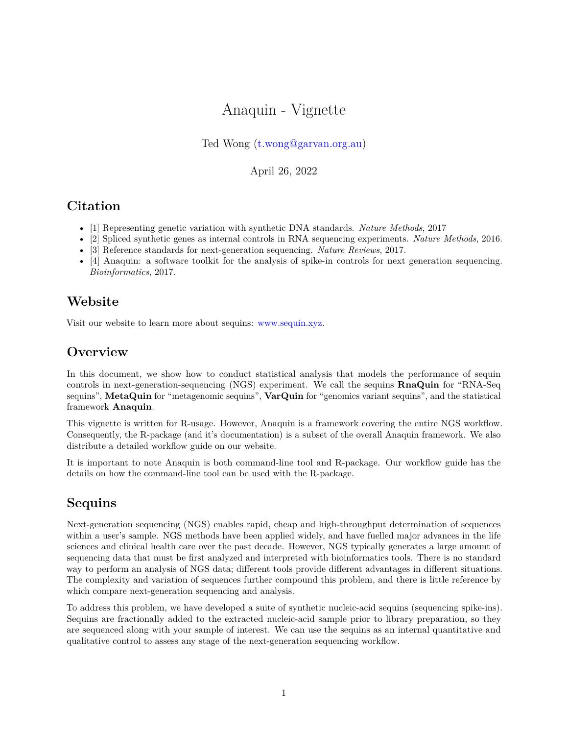# Anaquin - Vignette

Ted Wong (t.wong@garvan.org.au)

April 26, 2022

## Citation

- [1] Representing genetic variation with synthetic DNA standards. *Nature Methods*, 2017
- [2] Spliced synthetic genes as internal controls in RNA sequencing experiments. *Nature Methods*, 2016.
- [3] Reference standards for next-generation sequencing. *Nature Reviews*, 2017.
- [4] Anaquin: a software toolkit for the analysis of spike-in controls for next generation sequencing. *Bioinformatics*, 2017.

## Website

Visit our website to learn more about sequins: www.sequin.xyz.

## Overview

In this document, we show how to conduct statistical analysis that models the performance of sequin controls in next-generation-sequencing (NGS) experiment. We call the sequins **RnaQuin** for "RNA-Seq sequins", **MetaQuin** for "metagenomic sequins", **VarQuin** for "genomics variant sequins", and the statistical framework **Anaquin**.

This vignette is written for R-usage. However, Anaquin is a framework covering the entire NGS workflow. Consequently, the R-package (and it's documentation) is a subset of the overall Anaquin framework. We also distribute a detailed workflow guide on our website.

It is important to note Anaquin is both command-line tool and R-package. Our workflow guide has the details on how the command-line tool can be used with the R-package.

## Sequins

Next-generation sequencing (NGS) enables rapid, cheap and high-throughput determination of sequences within a user's sample. NGS methods have been applied widely, and have fuelled major advances in the life sciences and clinical health care over the past decade. However, NGS typically generates a large amount of sequencing data that must be first analyzed and interpreted with bioinformatics tools. There is no standard way to perform an analysis of NGS data; different tools provide different advantages in different situations. The complexity and variation of sequences further compound this problem, and there is little reference by which compare next-generation sequencing and analysis.

To address this problem, we have developed a suite of synthetic nucleic-acid sequins (sequencing spike-ins). Sequins are fractionally added to the extracted nucleic-acid sample prior to library preparation, so they are sequenced along with your sample of interest. We can use the sequins as an internal quantitative and qualitative control to assess any stage of the next-generation sequencing workflow.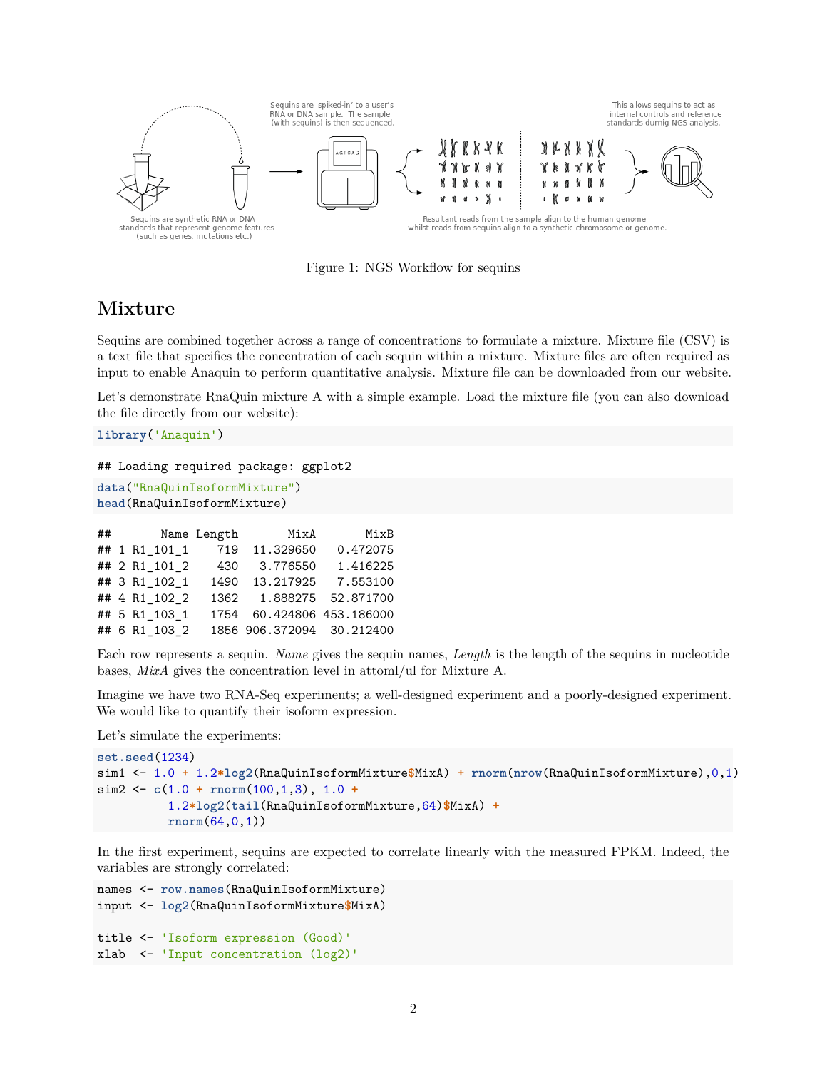Figure 1: NGS Workflow for sequins

## Mixture

Sequins are combined together across a range of concentrations to formulate a mixture. Mixture file (CSV) is a text file that specifies the concentration of each sequin within a mixture. Mixture files are often required as input to enable Anaquin to perform quantitative analysis. Mixture file can be downloaded from our website.

Let's demonstrate RnaQuin mixture A with a simple example. Load the mixture file (you can also download the file directly from our website):

```
library('Anaquin')
```

```
## Loading required package: ggplot2
```

```
data("RnaQuinIsoformMixture")
head(RnaQuinIsoformMixture)
```

```
##       Name Length       MixA       MixB
## 1 R1_101_1    719  11.329650   0.472075
## 2 R1_101_2    430   3.776550   1.416225
## 3 R1_102_1   1490  13.217925   7.553100
## 4 R1_102_2   1362   1.888275  52.871700
## 5 R1_103_1   1754  60.424806 453.186000
## 6 R1_103_2   1856 906.372094  30.212400
```

Each row represents a sequin. *Name* gives the sequin names, *Length* is the length of the sequins in nucleotide bases, *MixA* gives the concentration level in attoml/ul for Mixture A.

Imagine we have two RNA-Seq experiments; a well-designed experiment and a poorly-designed experiment. We would like to quantify their isoform expression.

Let's simulate the experiments:

```
set.seed(1234)
sim1 <- 1.0 + 1.2*log2(RnaQuinIsoformMixture$MixA) + rnorm(nrow(RnaQuinIsoformMixture),0,1)
sim2 <- c(1.0 + rnorm(100,1,3), 1.0 +
          1.2*log2(tail(RnaQuinIsoformMixture,64)$MixA) +
          rnorm(64,0,1))
```

In the first experiment, sequins are expected to correlate linearly with the measured FPKM. Indeed, the variables are strongly correlated:

```
names <- row.names(RnaQuinIsoformMixture)
input <- log2(RnaQuinIsoformMixture$MixA)

title <- 'Isoform expression (Good)'
xlab  <- 'Input concentration (log2)'
```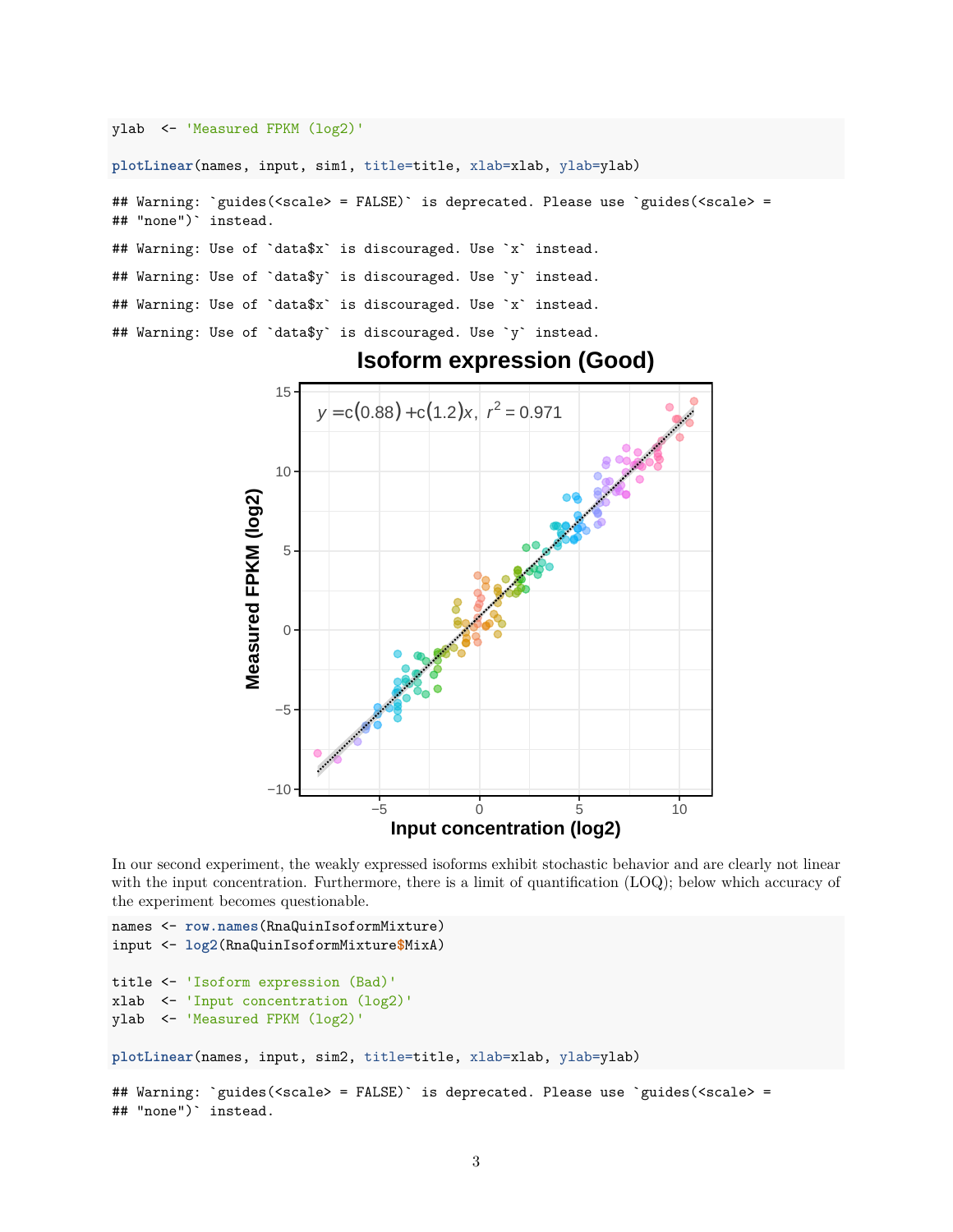```
ylab  <- 'Measured FPKM (log2)'

plotLinear(names, input, sim1, title=title, xlab=xlab, ylab=ylab)
```

```
## Warning: `guides(<scale> = FALSE)` is deprecated. Please use `guides(<scale> =
## "none")` instead.
## Warning: Use of `data$x` is discouraged. Use `x` instead.
## Warning: Use of `data$y` is discouraged. Use `y` instead.
## Warning: Use of `data$x` is discouraged. Use `x` instead.
## Warning: Use of `data$y` is discouraged. Use `y` instead.
```

In our second experiment, the weakly expressed isoforms exhibit stochastic behavior and are clearly not linear with the input concentration. Furthermore, there is a limit of quantification (LOQ); below which accuracy of the experiment becomes questionable.

```
names <- row.names(RnaQuinIsoformMixture)
input <- log2(RnaQuinIsoformMixture$MixA)

title <- 'Isoform expression (Bad)'
xlab  <- 'Input concentration (log2)'
ylab  <- 'Measured FPKM (log2)'

plotLinear(names, input, sim2, title=title, xlab=xlab, ylab=ylab)
```

```
## Warning: `guides(<scale> = FALSE)` is deprecated. Please use `guides(<scale> =
## "none")` instead.
```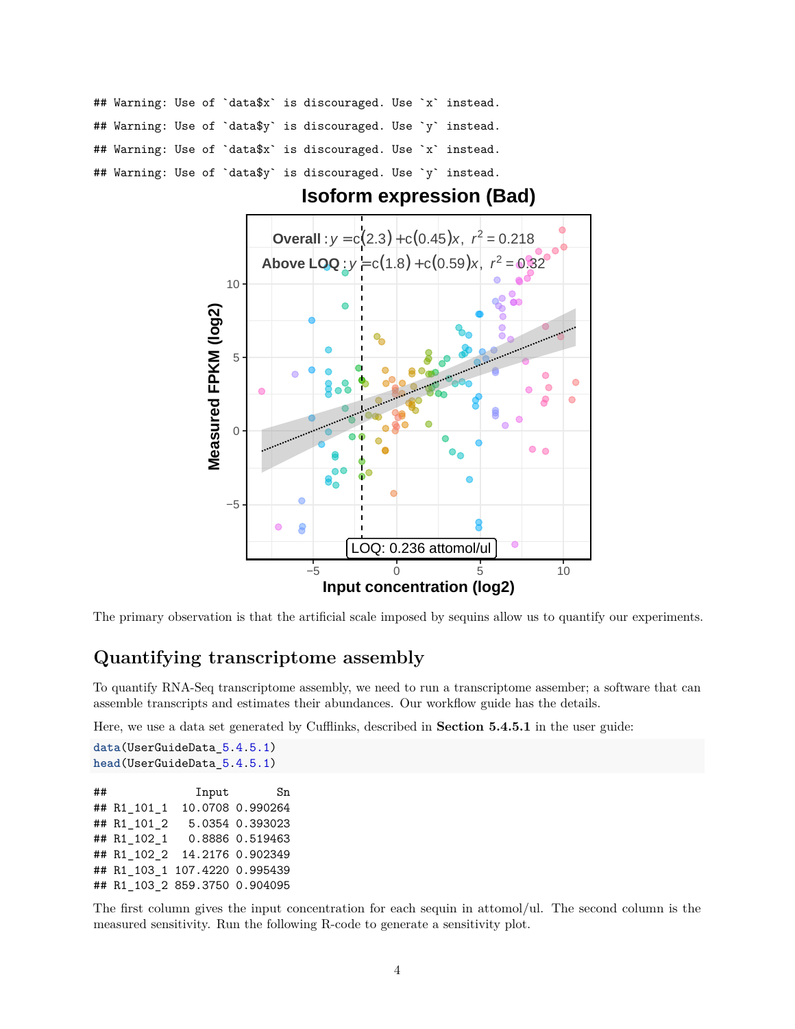```
## Warning: Use of `data$x` is discouraged. Use `x` instead.
## Warning: Use of `data$y` is discouraged. Use `y` instead.
## Warning: Use of `data$x` is discouraged. Use `x` instead.
## Warning: Use of `data$y` is discouraged. Use `y` instead.
```

The primary observation is that the artificial scale imposed by sequins allow us to quantify our experiments.

## Quantifying transcriptome assembly

To quantify RNA-Seq transcriptome assembly, we need to run a transcriptome assember; a software that can assemble transcripts and estimates their abundances. Our workflow guide has the details.

Here, we use a data set generated by Cufflinks, described in **Section 5.4.5.1** in the user guide:

```
data(UserGuideData_5.4.5.1)
head(UserGuideData_5.4.5.1)
```

```
##              Input       Sn
## R1_101_1   10.0708 0.990264
## R1_101_2    5.0354 0.393023
## R1_102_1    0.8886 0.519463
## R1_102_2   14.2176 0.902349
## R1_103_1 107.4220 0.995439
## R1_103_2 859.3750 0.904095
```

The first column gives the input concentration for each sequin in attomol/ul. The second column is the measured sensitivity. Run the following R-code to generate a sensitivity plot.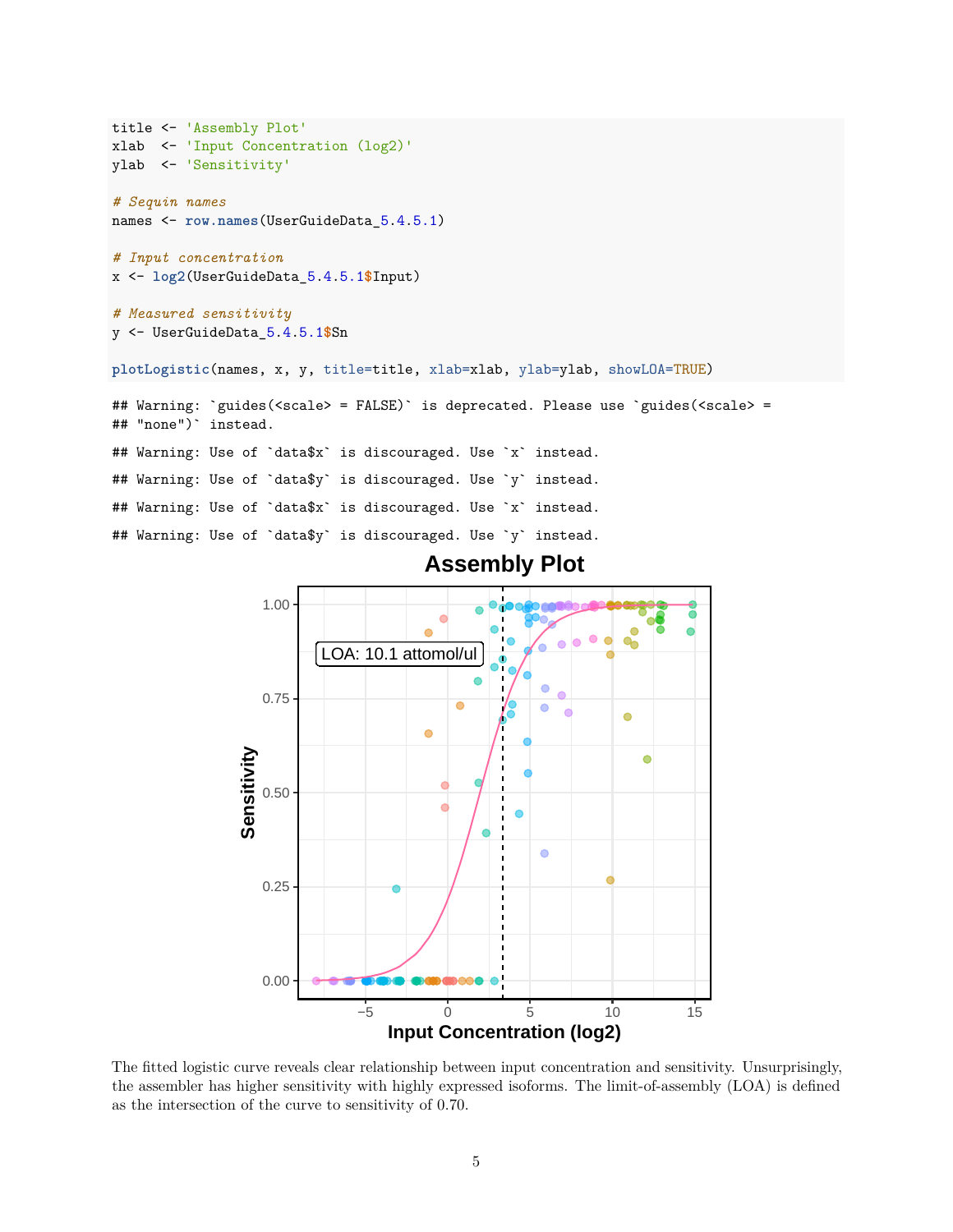```
title <- 'Assembly Plot'
xlab  <- 'Input Concentration (log2)'
ylab  <- 'Sensitivity'

# Sequin names
names <- row.names(UserGuideData_5.4.5.1)

# Input concentration
x <- log2(UserGuideData_5.4.5.1$Input)

# Measured sensitivity
y <- UserGuideData_5.4.5.1$Sn

plotLogistic(names, x, y, title=title, xlab=xlab, ylab=ylab, showLOA=TRUE)
```

```
## Warning: `guides(<scale> = FALSE)` is deprecated. Please use `guides(<scale> =
## "none")` instead.

## Warning: Use of `data$x` is discouraged. Use `x` instead.

## Warning: Use of `data$y` is discouraged. Use `y` instead.

## Warning: Use of `data$x` is discouraged. Use `x` instead.

## Warning: Use of `data$y` is discouraged. Use `y` instead.
```

The fitted logistic curve reveals clear relationship between input concentration and sensitivity. Unsurprisingly, the assembler has higher sensitivity with highly expressed isoforms. The limit-of-assembly (LOA) is defined as the intersection of the curve to sensitivity of 0.70.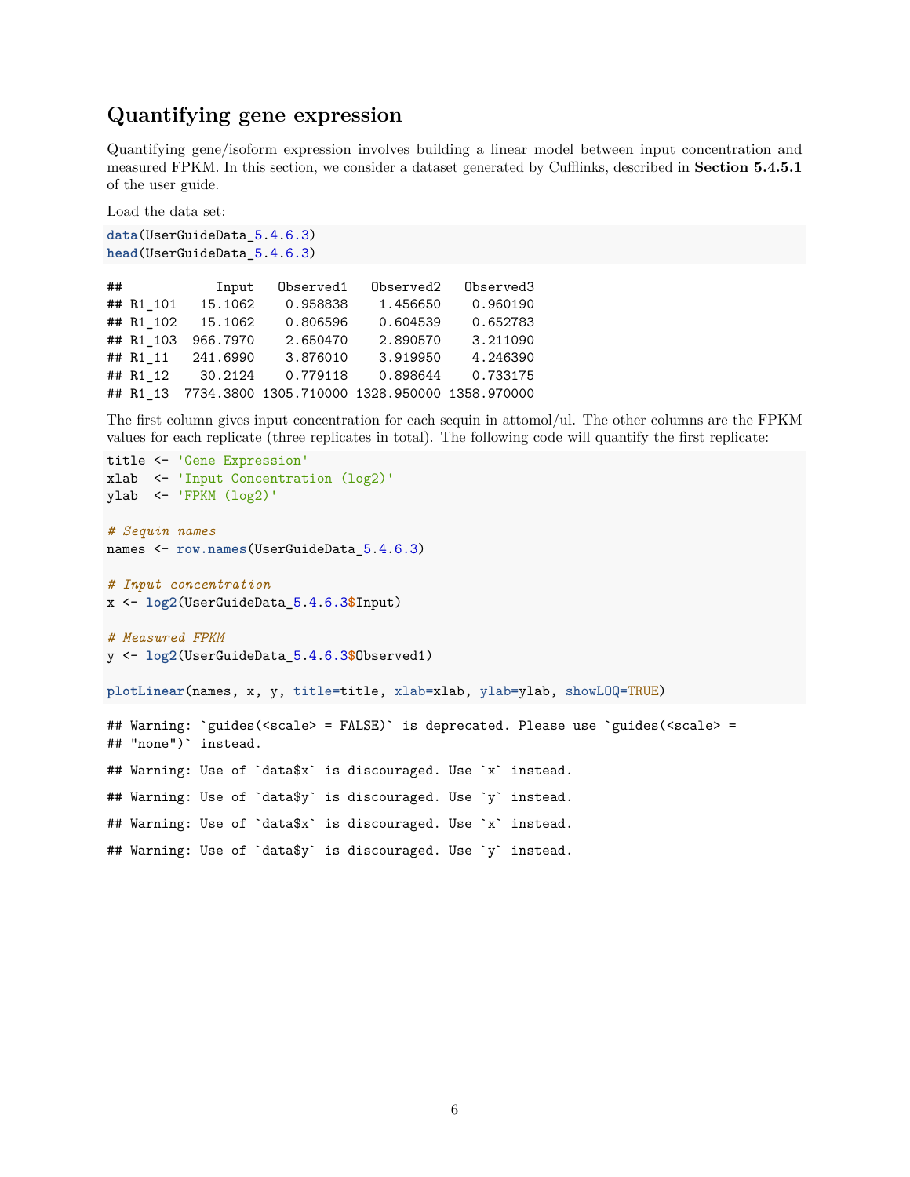## Quantifying gene expression

Quantifying gene/isoform expression involves building a linear model between input concentration and measured FPKM. In this section, we consider a dataset generated by Cufflinks, described in **Section 5.4.5.1** of the user guide.

Load the data set:

```
data(UserGuideData_5.4.6.3)
head(UserGuideData_5.4.6.3)
```

```
##              Input   Observed1   Observed2   Observed3
## R1_101    15.1062    0.958838    1.456650    0.960190
## R1_102    15.1062    0.806596    0.604539    0.652783
## R1_103   966.7970    2.650470    2.890570    3.211090
## R1_11    241.6990    3.876010    3.919950    4.246390
## R1_12     30.2124    0.779118    0.898644    0.733175
## R1_13   7734.3800 1305.710000 1328.950000 1358.970000
```

The first column gives input concentration for each sequin in attomol/ul. The other columns are the FPKM values for each replicate (three replicates in total). The following code will quantify the first replicate:

```
title <- 'Gene Expression'
xlab  <- 'Input Concentration (log2)'
ylab  <- 'FPKM (log2)'

# Sequin names
names <- row.names(UserGuideData_5.4.6.3)

# Input concentration
x <- log2(UserGuideData_5.4.6.3$Input)

# Measured FPKM
y <- log2(UserGuideData_5.4.6.3$Observed1)

plotLinear(names, x, y, title=title, xlab=xlab, ylab=ylab, showLOQ=TRUE)
```

```
## Warning: `guides(<scale> = FALSE)` is deprecated. Please use `guides(<scale> =
## "none")` instead.

## Warning: Use of `data$x` is discouraged. Use `x` instead.

## Warning: Use of `data$y` is discouraged. Use `y` instead.

## Warning: Use of `data$x` is discouraged. Use `x` instead.

## Warning: Use of `data$y` is discouraged. Use `y` instead.
```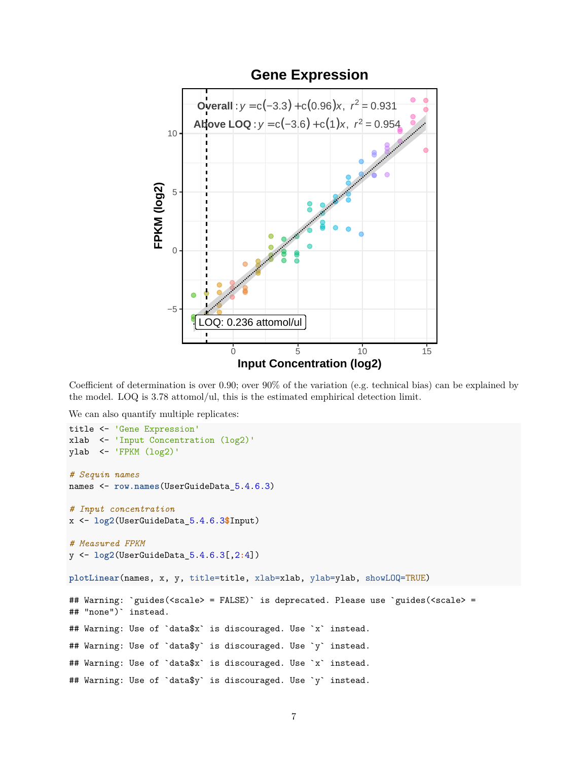Coefficient of determination is over 0.90; over 90% of the variation (e.g. technical bias) can be explained by the model. LOQ is 3.78 attomol/ul, this is the estimated emphirical detection limit.

We can also quantify multiple replicates:

```
title <- 'Gene Expression'
xlab  <- 'Input Concentration (log2)'
ylab  <- 'FPKM (log2)'

# Sequin names
names <- row.names(UserGuideData_5.4.6.3)

# Input concentration
x <- log2(UserGuideData_5.4.6.3$Input)

# Measured FPKM
y <- log2(UserGuideData_5.4.6.3[,2:4])

plotLinear(names, x, y, title=title, xlab=xlab, ylab=ylab, showLOQ=TRUE)
```

```
## Warning: `guides(<scale> = FALSE)` is deprecated. Please use `guides(<scale> =
## "none")` instead.

## Warning: Use of `data$x` is discouraged. Use `x` instead.

## Warning: Use of `data$y` is discouraged. Use `y` instead.

## Warning: Use of `data$x` is discouraged. Use `x` instead.

## Warning: Use of `data$y` is discouraged. Use `y` instead.
```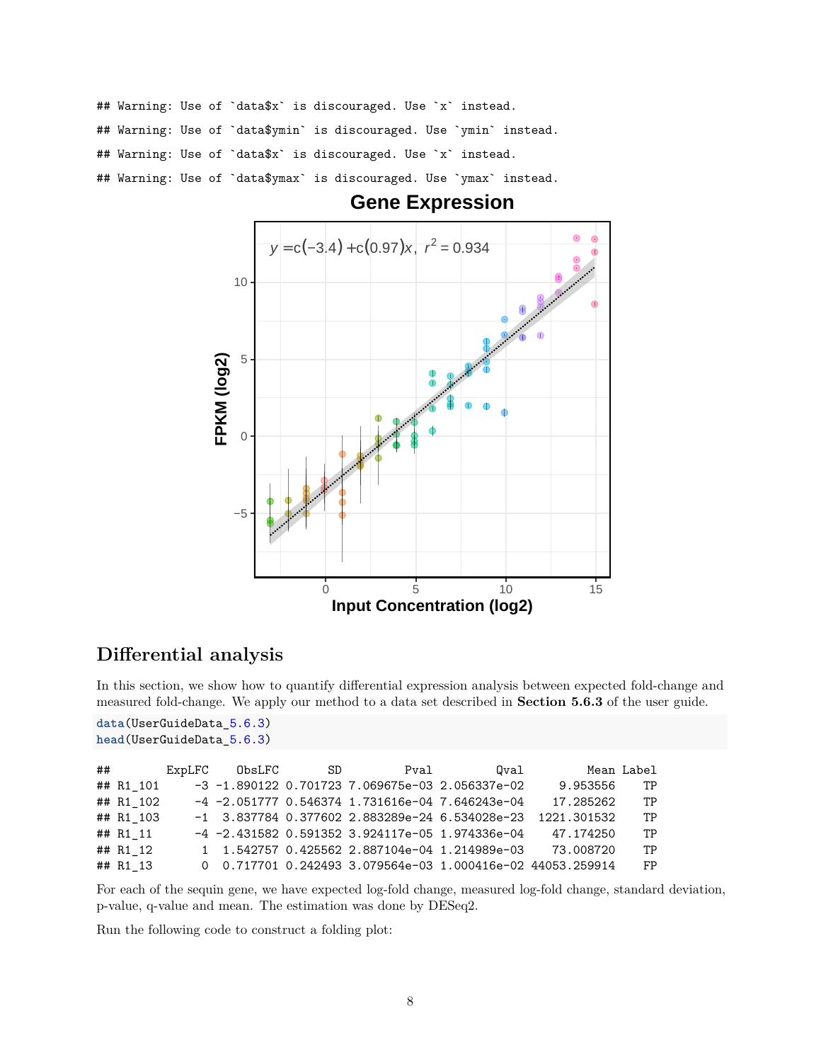```
## Warning: Use of `data$x` is discouraged. Use `x` instead.
## Warning: Use of `data$ymin` is discouraged. Use `ymin` instead.
## Warning: Use of `data$x` is discouraged. Use `x` instead.
## Warning: Use of `data$ymax` is discouraged. Use `ymax` instead.
```

## Differential analysis

In this section, we show how to quantify differential expression analysis between expected fold-change and measured fold-change. We apply our method to a data set described in **Section 5.6.3** of the user guide.

```
data(UserGuideData_5.6.3)
head(UserGuideData_5.6.3)
```

```
##         ExpLFC    ObsLFC       SD         Pval         Qval         Mean Label
## R1_101      -3 -1.890122 0.701723 7.069675e-03 2.056337e-02     9.953556    TP
## R1_102      -4 -2.051777 0.546374 1.731616e-04 7.646243e-04    17.285262    TP
## R1_103      -1  3.837784 0.377602 2.883289e-24 6.534028e-23  1221.301532    TP
## R1_11       -4 -2.431582 0.591352 3.924117e-05 1.974336e-04    47.174250    TP
## R1_12        1  1.542757 0.425562 2.887104e-04 1.214989e-03    73.008720    TP
## R1_13        0  0.717701 0.242493 3.079564e-03 1.000416e-02 44053.259914    FP
```

For each of the sequin gene, we have expected log-fold change, measured log-fold change, standard deviation, p-value, q-value and mean. The estimation was done by DESeq2.

Run the following code to construct a folding plot: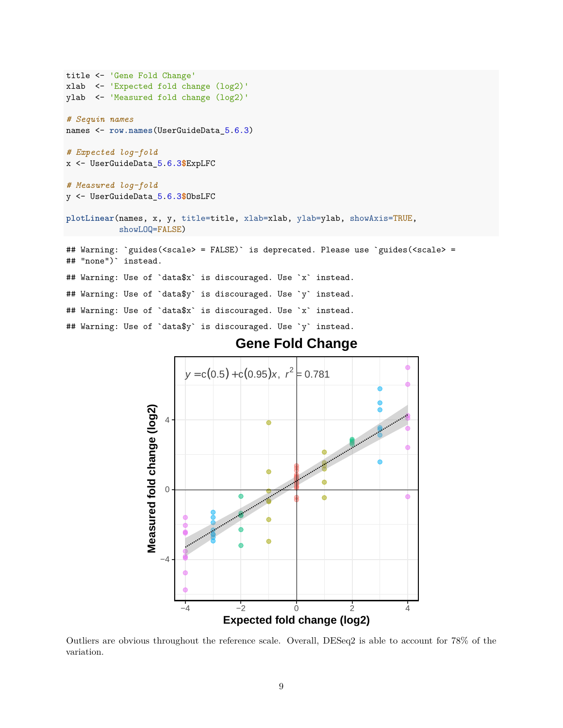```
title <- 'Gene Fold Change'
xlab  <- 'Expected fold change (log2)'
ylab  <- 'Measured fold change (log2)'

# Sequin names
names <- row.names(UserGuideData_5.6.3)

# Expected log-fold
x <- UserGuideData_5.6.3$ExpLFC

# Measured log-fold
y <- UserGuideData_5.6.3$ObsLFC

plotLinear(names, x, y, title=title, xlab=xlab, ylab=ylab, showAxis=TRUE,
           showLOQ=FALSE)
```

```
## Warning: `guides(<scale> = FALSE)` is deprecated. Please use `guides(<scale> =
## "none")` instead.
## Warning: Use of `data$x` is discouraged. Use `x` instead.
## Warning: Use of `data$y` is discouraged. Use `y` instead.
## Warning: Use of `data$x` is discouraged. Use `x` instead.
## Warning: Use of `data$y` is discouraged. Use `y` instead.
```

Outliers are obvious throughout the reference scale. Overall, DESeq2 is able to account for 78% of the variation.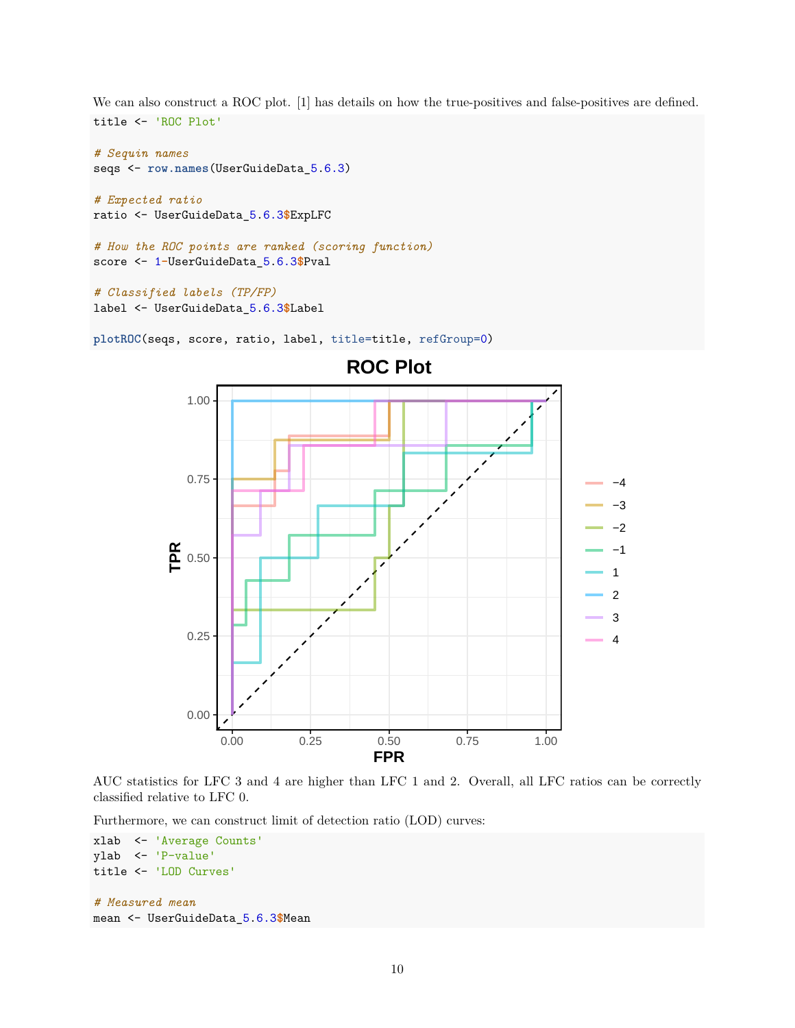We can also construct a ROC plot. [1] has details on how the true-positives and false-positives are defined.

```
title <- 'ROC Plot'

# Sequin names
seqs <- row.names(UserGuideData_5.6.3)

# Expected ratio
ratio <- UserGuideData_5.6.3$ExpLFC

# How the ROC points are ranked (scoring function)
score <- 1-UserGuideData_5.6.3$Pval

# Classified labels (TP/FP)
label <- UserGuideData_5.6.3$Label

plotROC(seqs, score, ratio, label, title=title, refGroup=0)
```

AUC statistics for LFC 3 and 4 are higher than LFC 1 and 2. Overall, all LFC ratios can be correctly classified relative to LFC 0.

Furthermore, we can construct limit of detection ratio (LOD) curves:

```
xlab  <- 'Average Counts'
ylab  <- 'P-value'
title <- 'LOD Curves'

# Measured mean
mean <- UserGuideData_5.6.3$Mean
```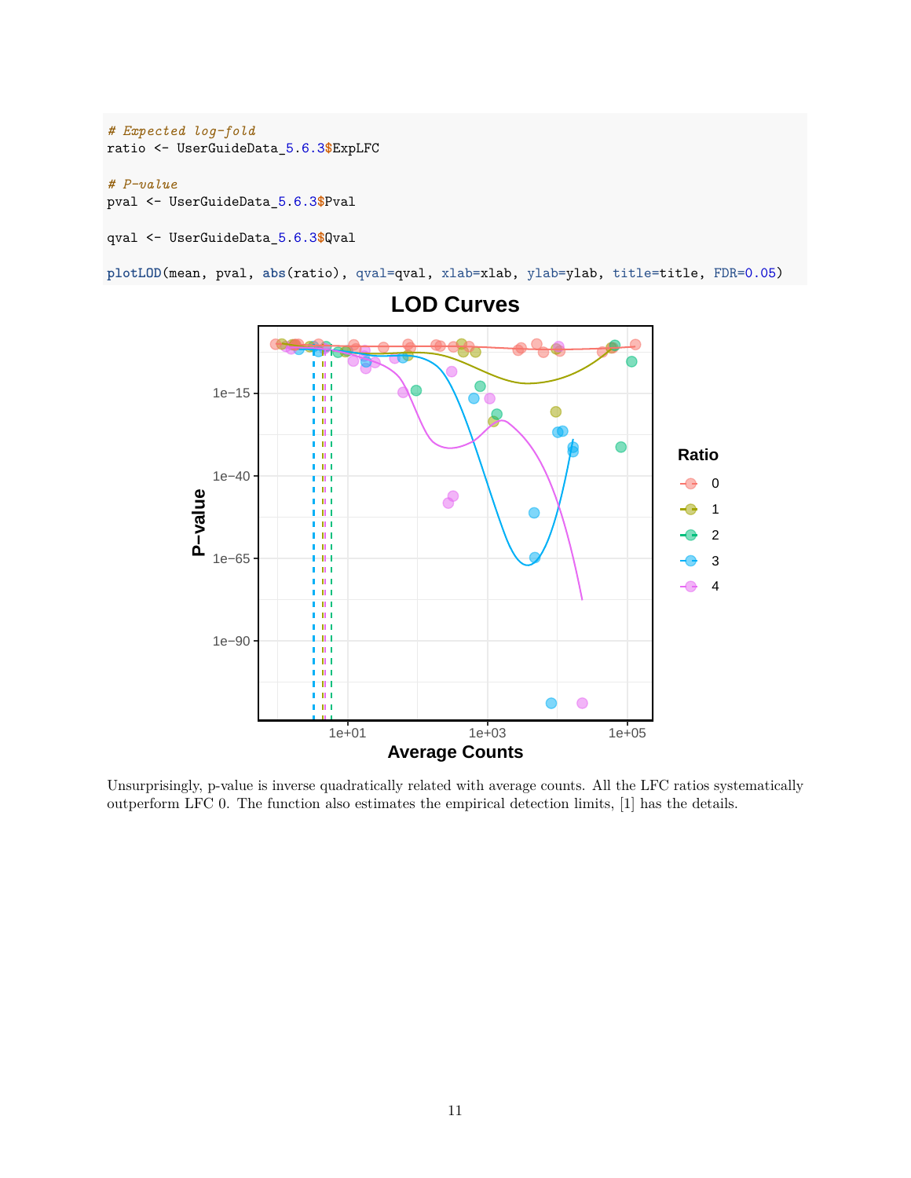```
# Expected log-fold
ratio <- UserGuideData_5.6.3$ExpLFC

# P-value
pval <- UserGuideData_5.6.3$Pval

qval <- UserGuideData_5.6.3$Qval

plotLOD(mean, pval, abs(ratio), qval=qval, xlab=xlab, ylab=ylab, title=title, FDR=0.05)
```

LOD Curves

P−value

1e−15
1e−40
1e−65
1e−90

1e+01
1e+03
1e+05

Average Counts

Ratio
0
1
2
3
4

Unsurprisingly, p-value is inverse quadratically related with average counts. All the LFC ratios systematically outperform LFC 0. The function also estimates the empirical detection limits, [1] has the details.